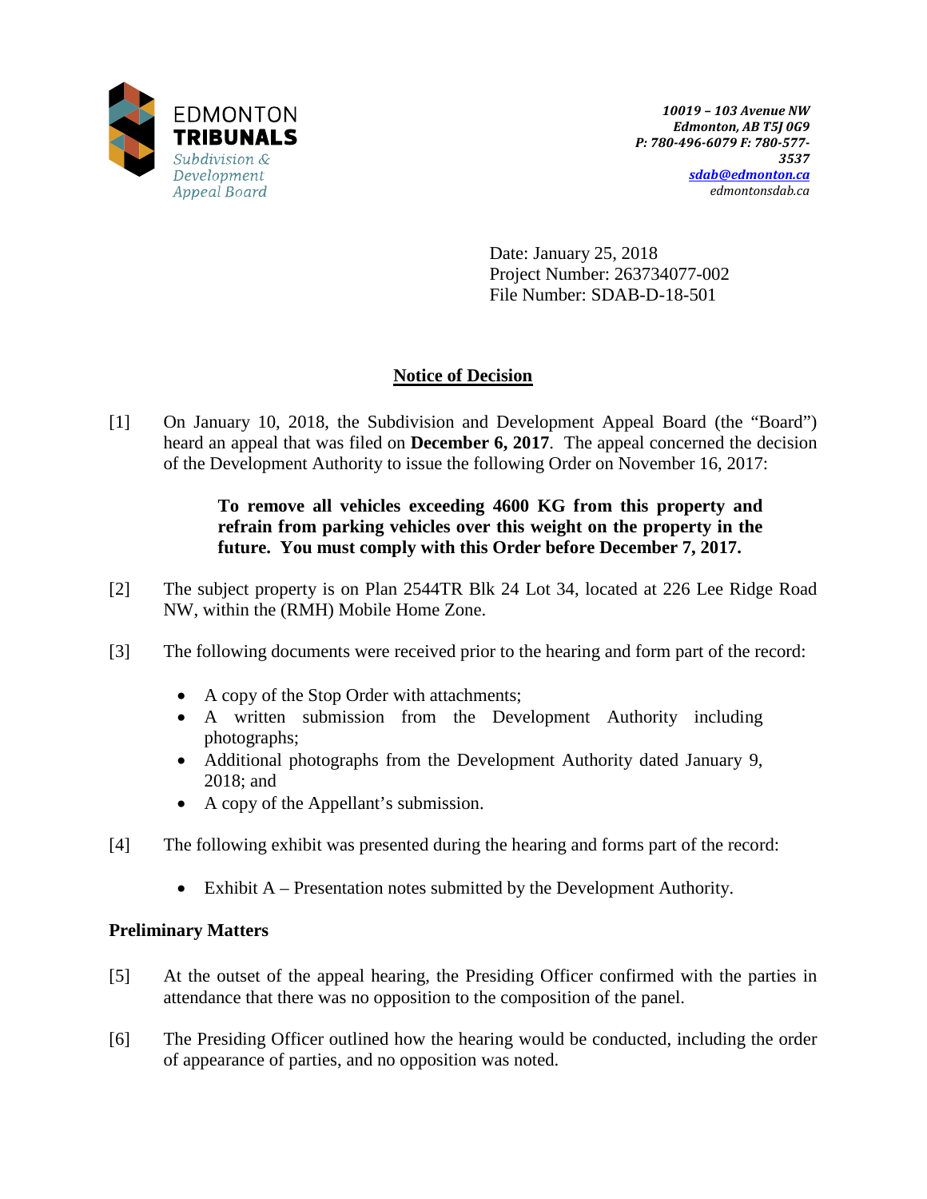EDMONTON
**TRIBUNALS**
*Subdivision & Development Appeal Board*

***10019 – 103 Avenue NW***
***Edmonton, AB T5J 0G9***
***P: 780-496-6079 F: 780-577-3537***
***sdab@edmonton.ca***
*edmontonsdab.ca*

Date: January 25, 2018
Project Number: 263734077-002
File Number: SDAB-D-18-501

## Notice of Decision

[1] On January 10, 2018, the Subdivision and Development Appeal Board (the "Board") heard an appeal that was filed on **December 6, 2017**. The appeal concerned the decision of the Development Authority to issue the following Order on November 16, 2017:

> **To remove all vehicles exceeding 4600 KG from this property and refrain from parking vehicles over this weight on the property in the future. You must comply with this Order before December 7, 2017.**

[2] The subject property is on Plan 2544TR Blk 24 Lot 34, located at 226 Lee Ridge Road NW, within the (RMH) Mobile Home Zone.

[3] The following documents were received prior to the hearing and form part of the record:

- A copy of the Stop Order with attachments;
- A written submission from the Development Authority including photographs;
- Additional photographs from the Development Authority dated January 9, 2018; and
- A copy of the Appellant's submission.

[4] The following exhibit was presented during the hearing and forms part of the record:

- Exhibit A – Presentation notes submitted by the Development Authority.

### Preliminary Matters

[5] At the outset of the appeal hearing, the Presiding Officer confirmed with the parties in attendance that there was no opposition to the composition of the panel.

[6] The Presiding Officer outlined how the hearing would be conducted, including the order of appearance of parties, and no opposition was noted.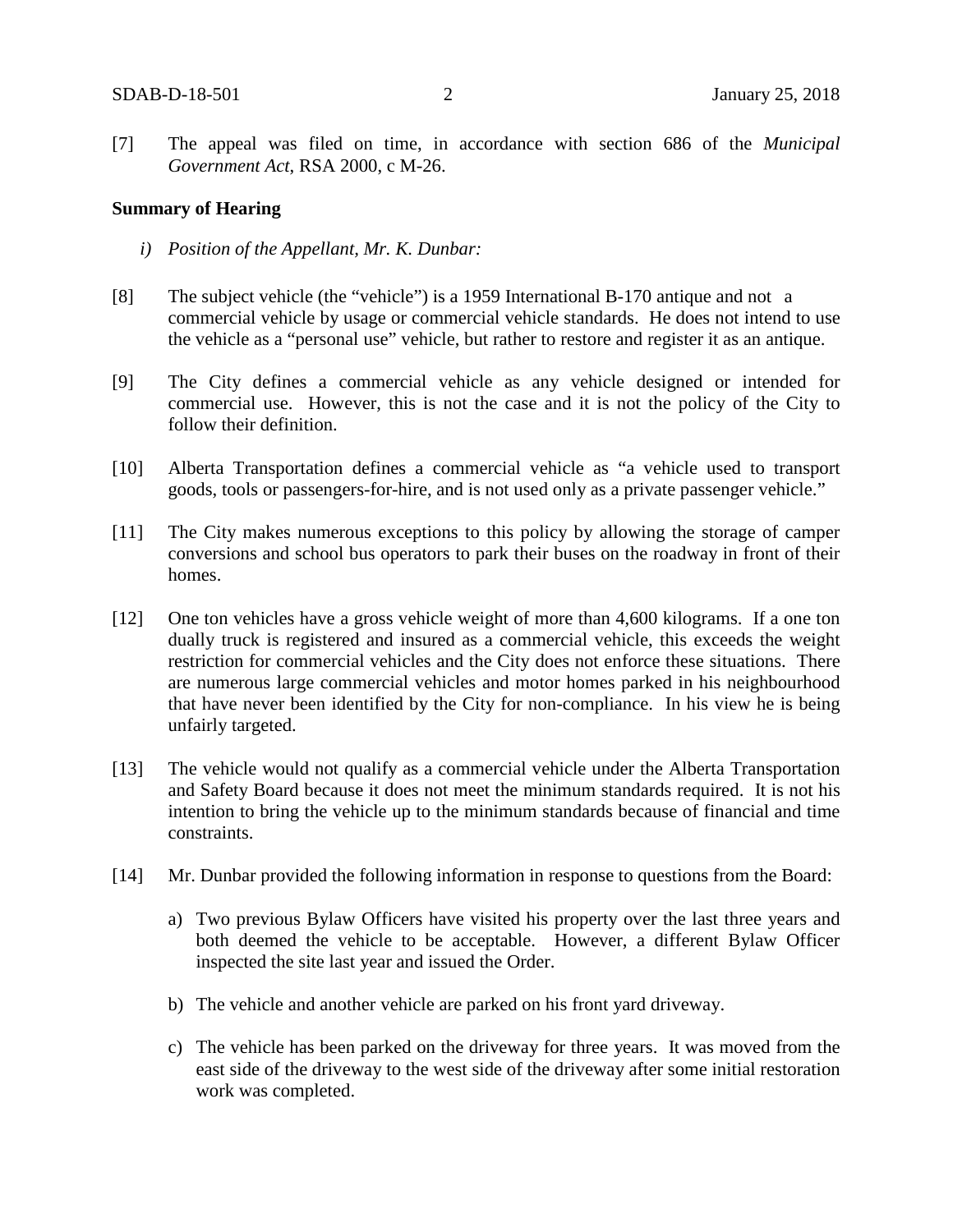[7] The appeal was filed on time, in accordance with section 686 of the *Municipal Government Act*, RSA 2000, c M-26.

**Summary of Hearing**

*i) Position of the Appellant, Mr. K. Dunbar:*

[8] The subject vehicle (the "vehicle") is a 1959 International B-170 antique and not a commercial vehicle by usage or commercial vehicle standards. He does not intend to use the vehicle as a "personal use" vehicle, but rather to restore and register it as an antique.

[9] The City defines a commercial vehicle as any vehicle designed or intended for commercial use. However, this is not the case and it is not the policy of the City to follow their definition.

[10] Alberta Transportation defines a commercial vehicle as "a vehicle used to transport goods, tools or passengers-for-hire, and is not used only as a private passenger vehicle."

[11] The City makes numerous exceptions to this policy by allowing the storage of camper conversions and school bus operators to park their buses on the roadway in front of their homes.

[12] One ton vehicles have a gross vehicle weight of more than 4,600 kilograms. If a one ton dually truck is registered and insured as a commercial vehicle, this exceeds the weight restriction for commercial vehicles and the City does not enforce these situations. There are numerous large commercial vehicles and motor homes parked in his neighbourhood that have never been identified by the City for non-compliance. In his view he is being unfairly targeted.

[13] The vehicle would not qualify as a commercial vehicle under the Alberta Transportation and Safety Board because it does not meet the minimum standards required. It is not his intention to bring the vehicle up to the minimum standards because of financial and time constraints.

[14] Mr. Dunbar provided the following information in response to questions from the Board:

a) Two previous Bylaw Officers have visited his property over the last three years and both deemed the vehicle to be acceptable. However, a different Bylaw Officer inspected the site last year and issued the Order.

b) The vehicle and another vehicle are parked on his front yard driveway.

c) The vehicle has been parked on the driveway for three years. It was moved from the east side of the driveway to the west side of the driveway after some initial restoration work was completed.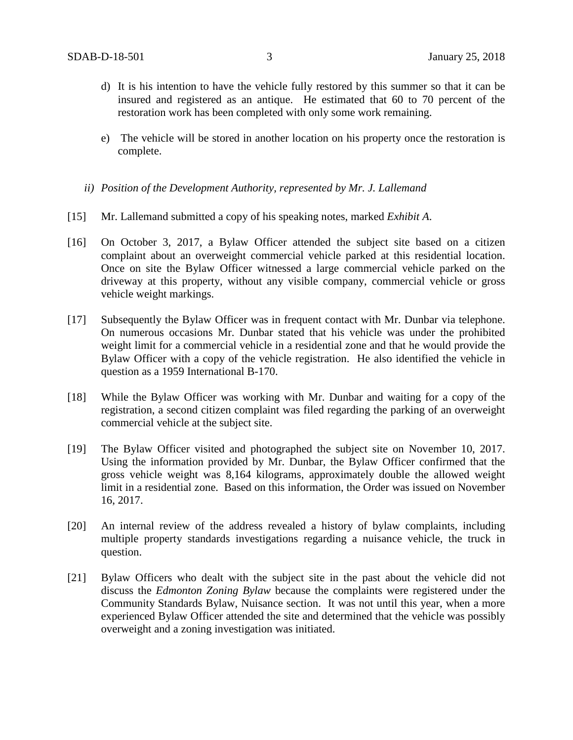d) It is his intention to have the vehicle fully restored by this summer so that it can be insured and registered as an antique. He estimated that 60 to 70 percent of the restoration work has been completed with only some work remaining.

e) The vehicle will be stored in another location on his property once the restoration is complete.

*ii) Position of the Development Authority, represented by Mr. J. Lallemand*

[15] Mr. Lallemand submitted a copy of his speaking notes, marked *Exhibit A.*

[16] On October 3, 2017, a Bylaw Officer attended the subject site based on a citizen complaint about an overweight commercial vehicle parked at this residential location. Once on site the Bylaw Officer witnessed a large commercial vehicle parked on the driveway at this property, without any visible company, commercial vehicle or gross vehicle weight markings.

[17] Subsequently the Bylaw Officer was in frequent contact with Mr. Dunbar via telephone. On numerous occasions Mr. Dunbar stated that his vehicle was under the prohibited weight limit for a commercial vehicle in a residential zone and that he would provide the Bylaw Officer with a copy of the vehicle registration. He also identified the vehicle in question as a 1959 International B-170.

[18] While the Bylaw Officer was working with Mr. Dunbar and waiting for a copy of the registration, a second citizen complaint was filed regarding the parking of an overweight commercial vehicle at the subject site.

[19] The Bylaw Officer visited and photographed the subject site on November 10, 2017. Using the information provided by Mr. Dunbar, the Bylaw Officer confirmed that the gross vehicle weight was 8,164 kilograms, approximately double the allowed weight limit in a residential zone. Based on this information, the Order was issued on November 16, 2017.

[20] An internal review of the address revealed a history of bylaw complaints, including multiple property standards investigations regarding a nuisance vehicle, the truck in question.

[21] Bylaw Officers who dealt with the subject site in the past about the vehicle did not discuss the *Edmonton Zoning Bylaw* because the complaints were registered under the Community Standards Bylaw, Nuisance section. It was not until this year, when a more experienced Bylaw Officer attended the site and determined that the vehicle was possibly overweight and a zoning investigation was initiated.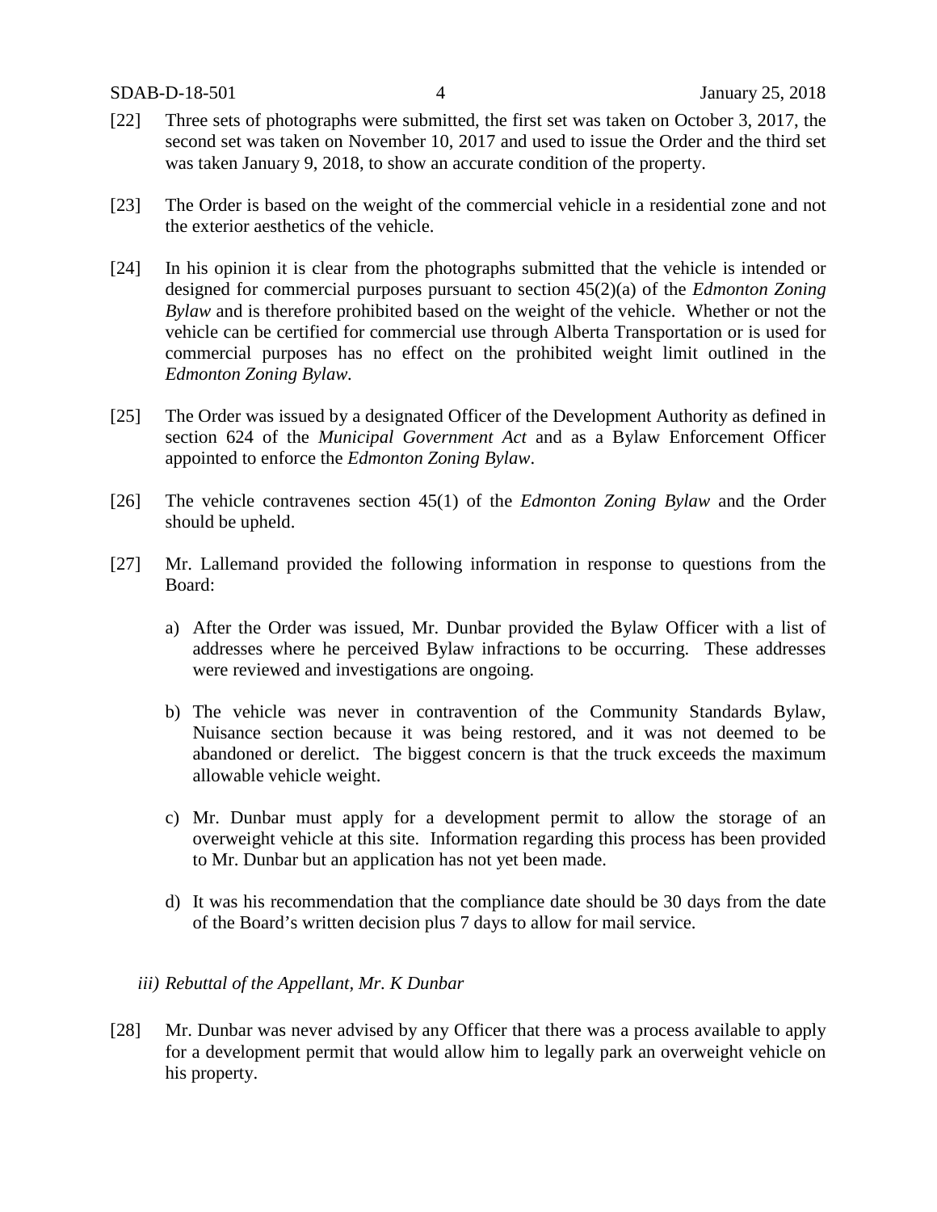[22] Three sets of photographs were submitted, the first set was taken on October 3, 2017, the second set was taken on November 10, 2017 and used to issue the Order and the third set was taken January 9, 2018, to show an accurate condition of the property.

[23] The Order is based on the weight of the commercial vehicle in a residential zone and not the exterior aesthetics of the vehicle.

[24] In his opinion it is clear from the photographs submitted that the vehicle is intended or designed for commercial purposes pursuant to section 45(2)(a) of the *Edmonton Zoning Bylaw* and is therefore prohibited based on the weight of the vehicle. Whether or not the vehicle can be certified for commercial use through Alberta Transportation or is used for commercial purposes has no effect on the prohibited weight limit outlined in the *Edmonton Zoning Bylaw*.

[25] The Order was issued by a designated Officer of the Development Authority as defined in section 624 of the *Municipal Government Act* and as a Bylaw Enforcement Officer appointed to enforce the *Edmonton Zoning Bylaw*.

[26] The vehicle contravenes section 45(1) of the *Edmonton Zoning Bylaw* and the Order should be upheld.

[27] Mr. Lallemand provided the following information in response to questions from the Board:

a) After the Order was issued, Mr. Dunbar provided the Bylaw Officer with a list of addresses where he perceived Bylaw infractions to be occurring. These addresses were reviewed and investigations are ongoing.

b) The vehicle was never in contravention of the Community Standards Bylaw, Nuisance section because it was being restored, and it was not deemed to be abandoned or derelict. The biggest concern is that the truck exceeds the maximum allowable vehicle weight.

c) Mr. Dunbar must apply for a development permit to allow the storage of an overweight vehicle at this site. Information regarding this process has been provided to Mr. Dunbar but an application has not yet been made.

d) It was his recommendation that the compliance date should be 30 days from the date of the Board's written decision plus 7 days to allow for mail service.

*iii) Rebuttal of the Appellant, Mr. K Dunbar*

[28] Mr. Dunbar was never advised by any Officer that there was a process available to apply for a development permit that would allow him to legally park an overweight vehicle on his property.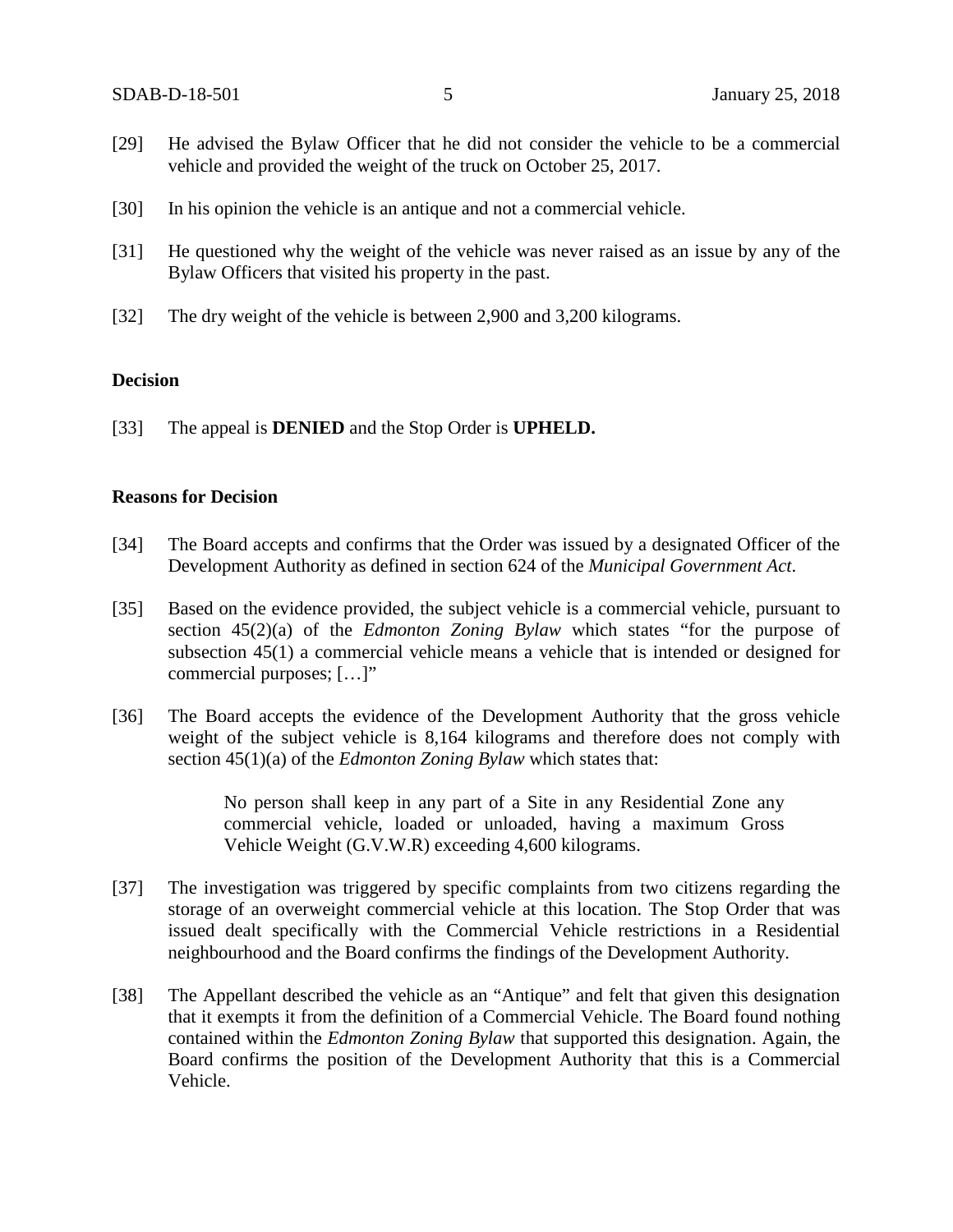[29] He advised the Bylaw Officer that he did not consider the vehicle to be a commercial vehicle and provided the weight of the truck on October 25, 2017.

[30] In his opinion the vehicle is an antique and not a commercial vehicle.

[31] He questioned why the weight of the vehicle was never raised as an issue by any of the Bylaw Officers that visited his property in the past.

[32] The dry weight of the vehicle is between 2,900 and 3,200 kilograms.

**Decision**

[33] The appeal is **DENIED** and the Stop Order is **UPHELD.**

**Reasons for Decision**

[34] The Board accepts and confirms that the Order was issued by a designated Officer of the Development Authority as defined in section 624 of the *Municipal Government Act*.

[35] Based on the evidence provided, the subject vehicle is a commercial vehicle, pursuant to section 45(2)(a) of the *Edmonton Zoning Bylaw* which states "for the purpose of subsection 45(1) a commercial vehicle means a vehicle that is intended or designed for commercial purposes; […]"

[36] The Board accepts the evidence of the Development Authority that the gross vehicle weight of the subject vehicle is 8,164 kilograms and therefore does not comply with section 45(1)(a) of the *Edmonton Zoning Bylaw* which states that:

> No person shall keep in any part of a Site in any Residential Zone any commercial vehicle, loaded or unloaded, having a maximum Gross Vehicle Weight (G.V.W.R) exceeding 4,600 kilograms.

[37] The investigation was triggered by specific complaints from two citizens regarding the storage of an overweight commercial vehicle at this location. The Stop Order that was issued dealt specifically with the Commercial Vehicle restrictions in a Residential neighbourhood and the Board confirms the findings of the Development Authority.

[38] The Appellant described the vehicle as an "Antique" and felt that given this designation that it exempts it from the definition of a Commercial Vehicle. The Board found nothing contained within the *Edmonton Zoning Bylaw* that supported this designation. Again, the Board confirms the position of the Development Authority that this is a Commercial Vehicle.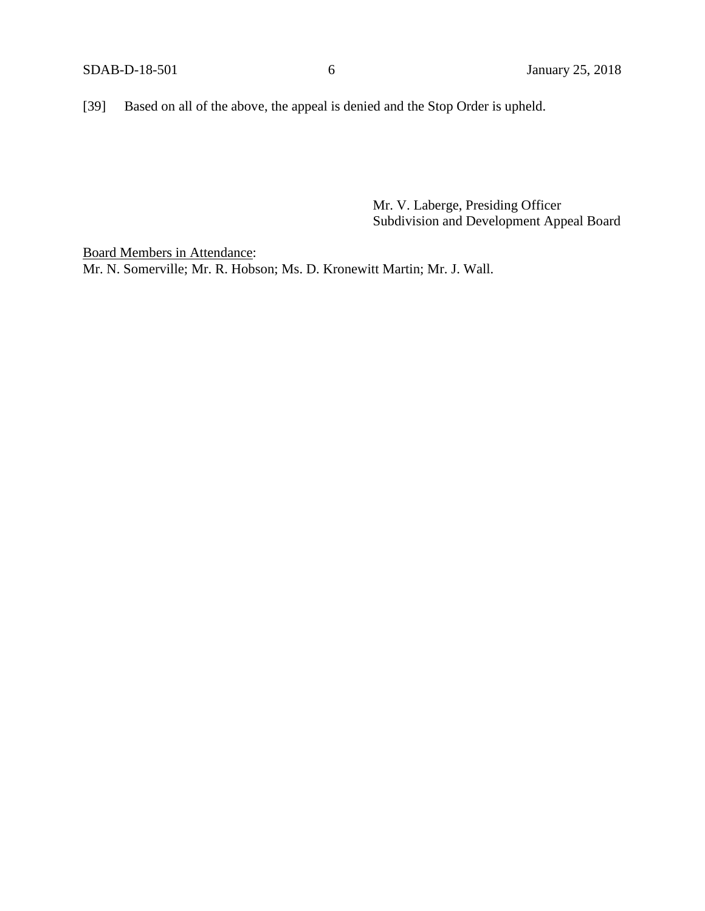[39] Based on all of the above, the appeal is denied and the Stop Order is upheld.

Mr. V. Laberge, Presiding Officer
Subdivision and Development Appeal Board

<u>Board Members in Attendance</u>:
Mr. N. Somerville; Mr. R. Hobson; Ms. D. Kronewitt Martin; Mr. J. Wall.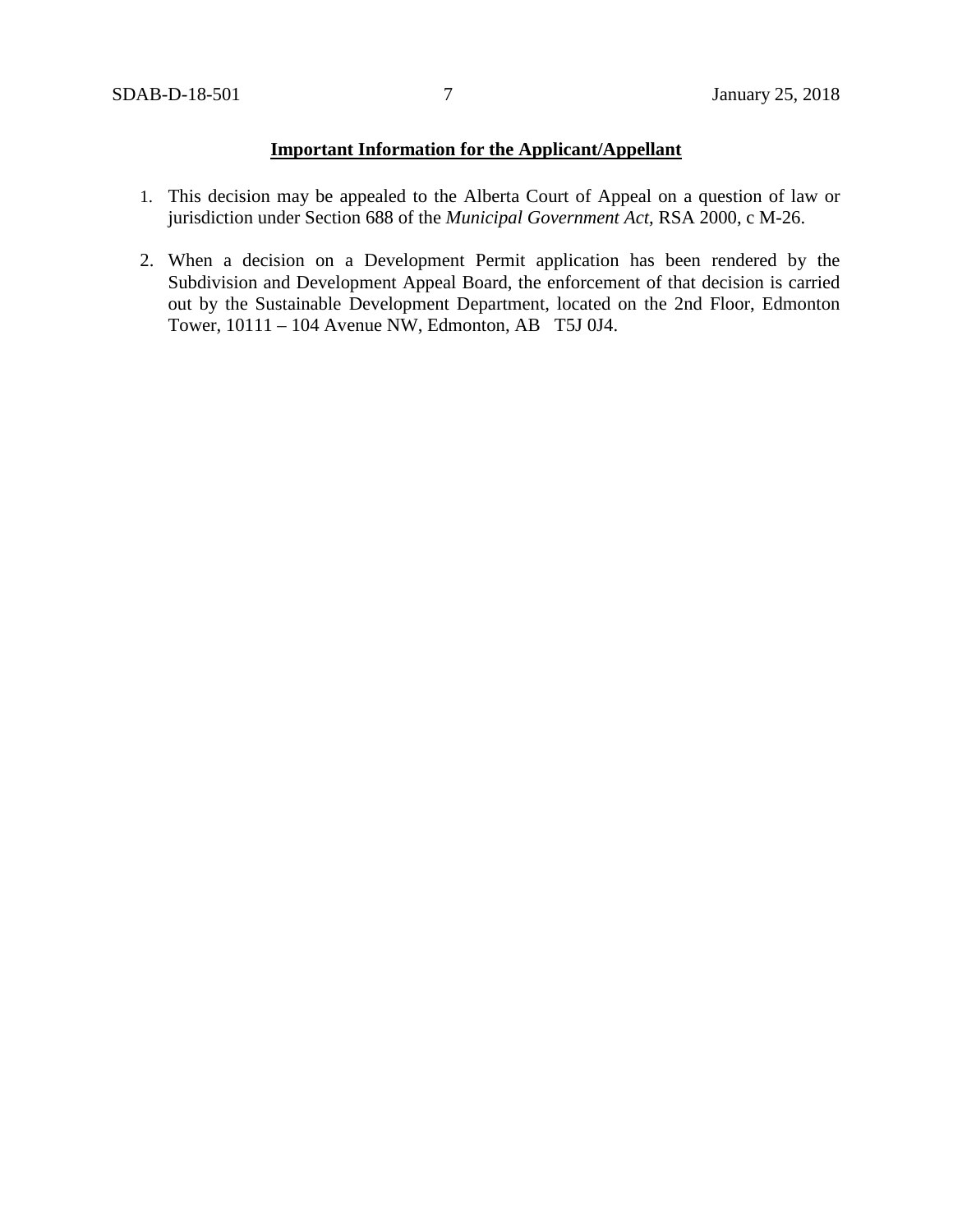**Important Information for the Applicant/Appellant**

1. This decision may be appealed to the Alberta Court of Appeal on a question of law or jurisdiction under Section 688 of the *Municipal Government Act*, RSA 2000, c M-26.

2. When a decision on a Development Permit application has been rendered by the Subdivision and Development Appeal Board, the enforcement of that decision is carried out by the Sustainable Development Department, located on the 2nd Floor, Edmonton Tower, 10111 – 104 Avenue NW, Edmonton, AB T5J 0J4.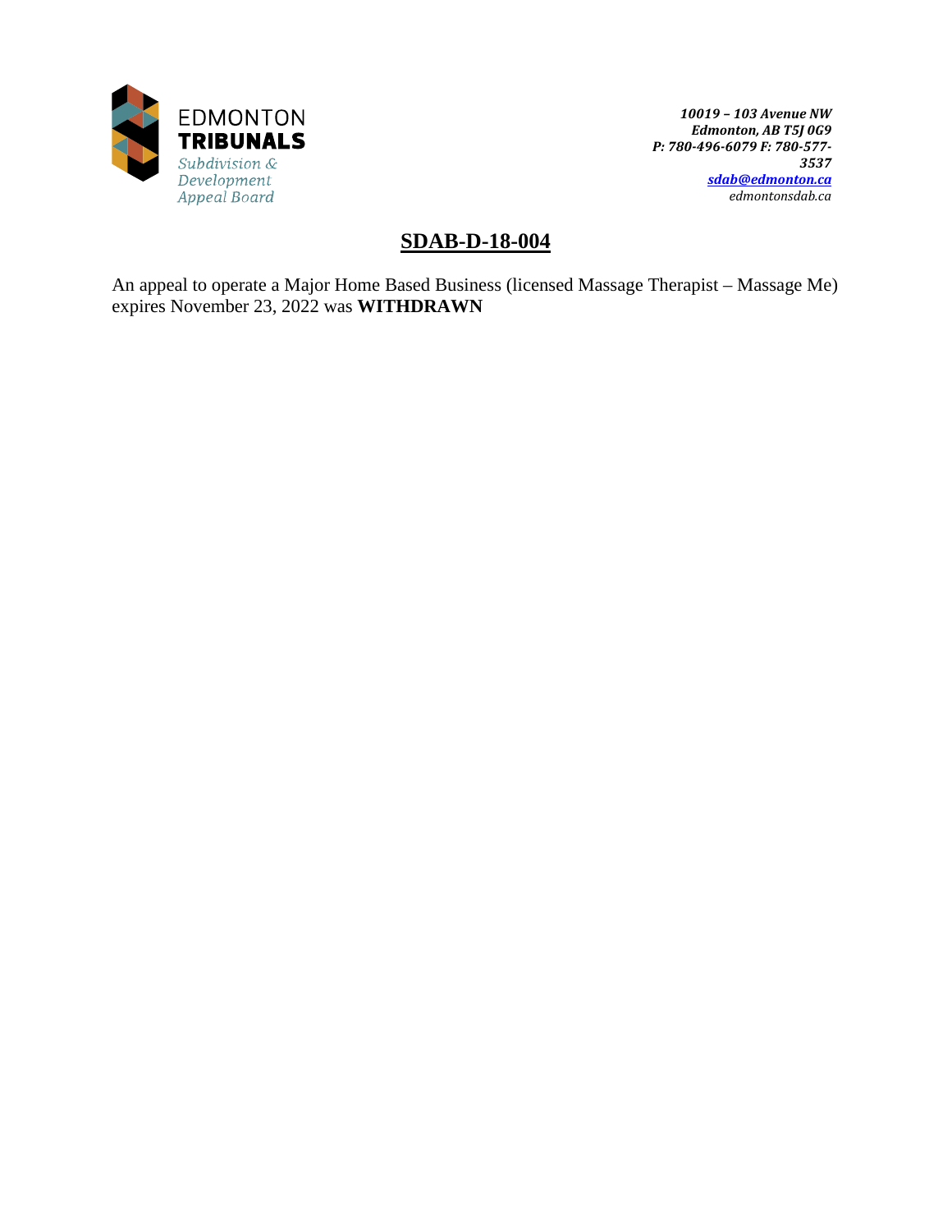EDMONTON
**TRIBUNALS**
*Subdivision & Development Appeal Board*

*10019 – 103 Avenue NW*
*Edmonton, AB T5J 0G9*
*P: 780-496-6079 F: 780-577-3537*
*sdab@edmonton.ca*
*edmontonsdab.ca*

# SDAB-D-18-004

An appeal to operate a Major Home Based Business (licensed Massage Therapist – Massage Me) expires November 23, 2022 was **WITHDRAWN**